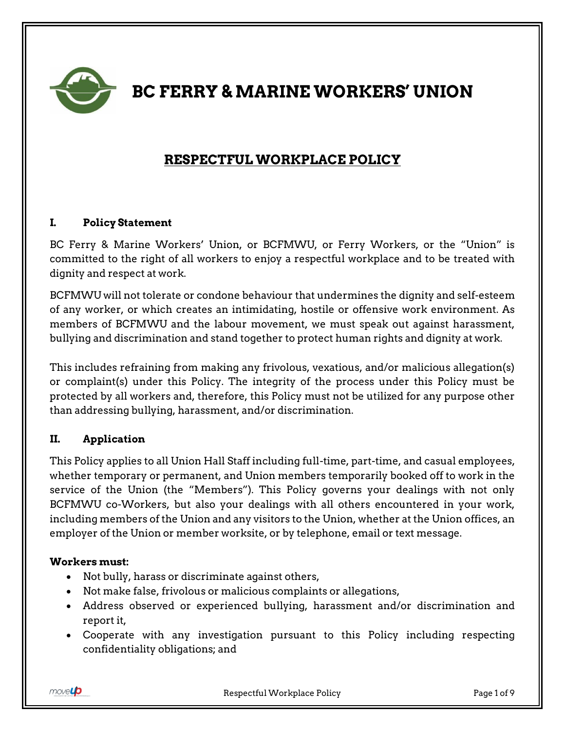# BC FERRY & MARINE WORKERS' UNION

## RESPECTFUL WORKPLACE POLICY

### I. Policy Statement

BC Ferry & Marine Workers' Union, or BCFMWU, or Ferry Workers, or the "Union" is committed to the right of all workers to enjoy a respectful workplace and to be treated with dignity and respect at work.

BCFMWU will not tolerate or condone behaviour that undermines the dignity and self-esteem of any worker, or which creates an intimidating, hostile or offensive work environment. As members of BCFMWU and the labour movement, we must speak out against harassment, bullying and discrimination and stand together to protect human rights and dignity at work.

This includes refraining from making any frivolous, vexatious, and/or malicious allegation(s) or complaint(s) under this Policy. The integrity of the process under this Policy must be protected by all workers and, therefore, this Policy must not be utilized for any purpose other than addressing bullying, harassment, and/or discrimination.

### II. Application

This Policy applies to all Union Hall Staff including full-time, part-time, and casual employees, whether temporary or permanent, and Union members temporarily booked off to work in the service of the Union (the "Members"). This Policy governs your dealings with not only BCFMWU co-Workers, but also your dealings with all others encountered in your work, including members of the Union and any visitors to the Union, whether at the Union offices, an employer of the Union or member worksite, or by telephone, email or text message.

**Workers must:**

- Not bully, harass or discriminate against others,
- Not make false, frivolous or malicious complaints or allegations,
- Address observed or experienced bullying, harassment and/or discrimination and report it,
- Cooperate with any investigation pursuant to this Policy including respecting confidentiality obligations; and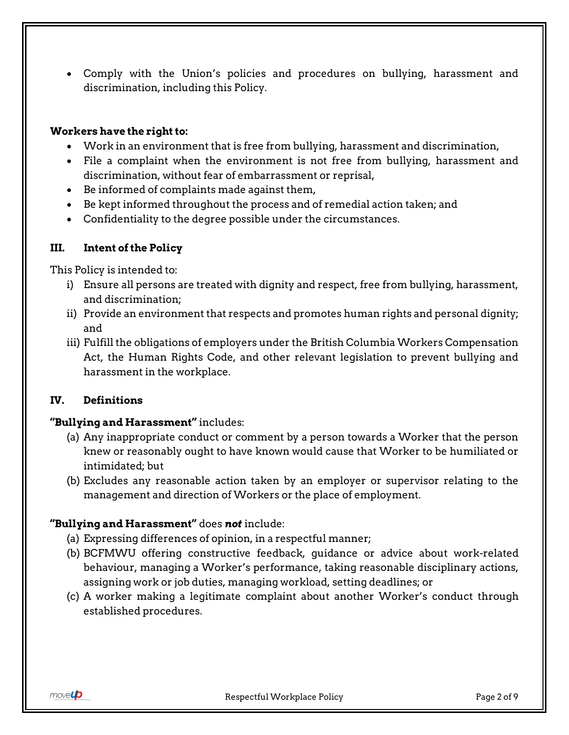- Comply with the Union's policies and procedures on bullying, harassment and discrimination, including this Policy.

**Workers have the right to:**

- Work in an environment that is free from bullying, harassment and discrimination,
- File a complaint when the environment is not free from bullying, harassment and discrimination, without fear of embarrassment or reprisal,
- Be informed of complaints made against them,
- Be kept informed throughout the process and of remedial action taken; and
- Confidentiality to the degree possible under the circumstances.

## III. Intent of the Policy

This Policy is intended to:

i) Ensure all persons are treated with dignity and respect, free from bullying, harassment, and discrimination;

ii) Provide an environment that respects and promotes human rights and personal dignity; and

iii) Fulfill the obligations of employers under the British Columbia Workers Compensation Act, the Human Rights Code, and other relevant legislation to prevent bullying and harassment in the workplace.

## IV. Definitions

**"Bullying and Harassment"** includes:

(a) Any inappropriate conduct or comment by a person towards a Worker that the person knew or reasonably ought to have known would cause that Worker to be humiliated or intimidated; but

(b) Excludes any reasonable action taken by an employer or supervisor relating to the management and direction of Workers or the place of employment.

**"Bullying and Harassment"** does ***not*** include:

(a) Expressing differences of opinion, in a respectful manner;

(b) BCFMWU offering constructive feedback, guidance or advice about work-related behaviour, managing a Worker's performance, taking reasonable disciplinary actions, assigning work or job duties, managing workload, setting deadlines; or

(c) A worker making a legitimate complaint about another Worker's conduct through established procedures.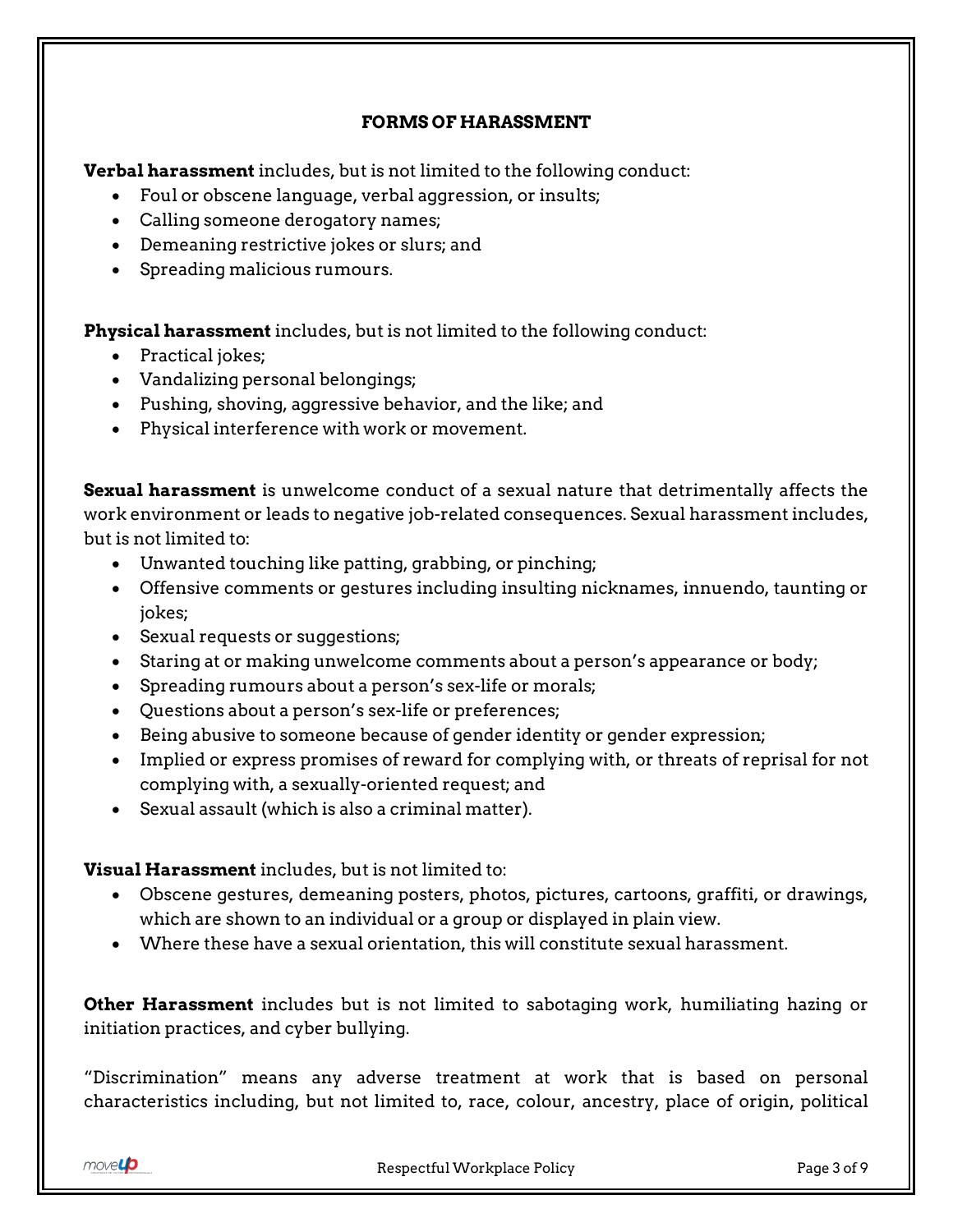## FORMS OF HARASSMENT

**Verbal harassment** includes, but is not limited to the following conduct:

- Foul or obscene language, verbal aggression, or insults;
- Calling someone derogatory names;
- Demeaning restrictive jokes or slurs; and
- Spreading malicious rumours.

**Physical harassment** includes, but is not limited to the following conduct:

- Practical jokes;
- Vandalizing personal belongings;
- Pushing, shoving, aggressive behavior, and the like; and
- Physical interference with work or movement.

**Sexual harassment** is unwelcome conduct of a sexual nature that detrimentally affects the work environment or leads to negative job-related consequences. Sexual harassment includes, but is not limited to:

- Unwanted touching like patting, grabbing, or pinching;
- Offensive comments or gestures including insulting nicknames, innuendo, taunting or jokes;
- Sexual requests or suggestions;
- Staring at or making unwelcome comments about a person's appearance or body;
- Spreading rumours about a person's sex-life or morals;
- Questions about a person's sex-life or preferences;
- Being abusive to someone because of gender identity or gender expression;
- Implied or express promises of reward for complying with, or threats of reprisal for not complying with, a sexually-oriented request; and
- Sexual assault (which is also a criminal matter).

**Visual Harassment** includes, but is not limited to:

- Obscene gestures, demeaning posters, photos, pictures, cartoons, graffiti, or drawings, which are shown to an individual or a group or displayed in plain view.
- Where these have a sexual orientation, this will constitute sexual harassment.

**Other Harassment** includes but is not limited to sabotaging work, humiliating hazing or initiation practices, and cyber bullying.

"Discrimination" means any adverse treatment at work that is based on personal characteristics including, but not limited to, race, colour, ancestry, place of origin, political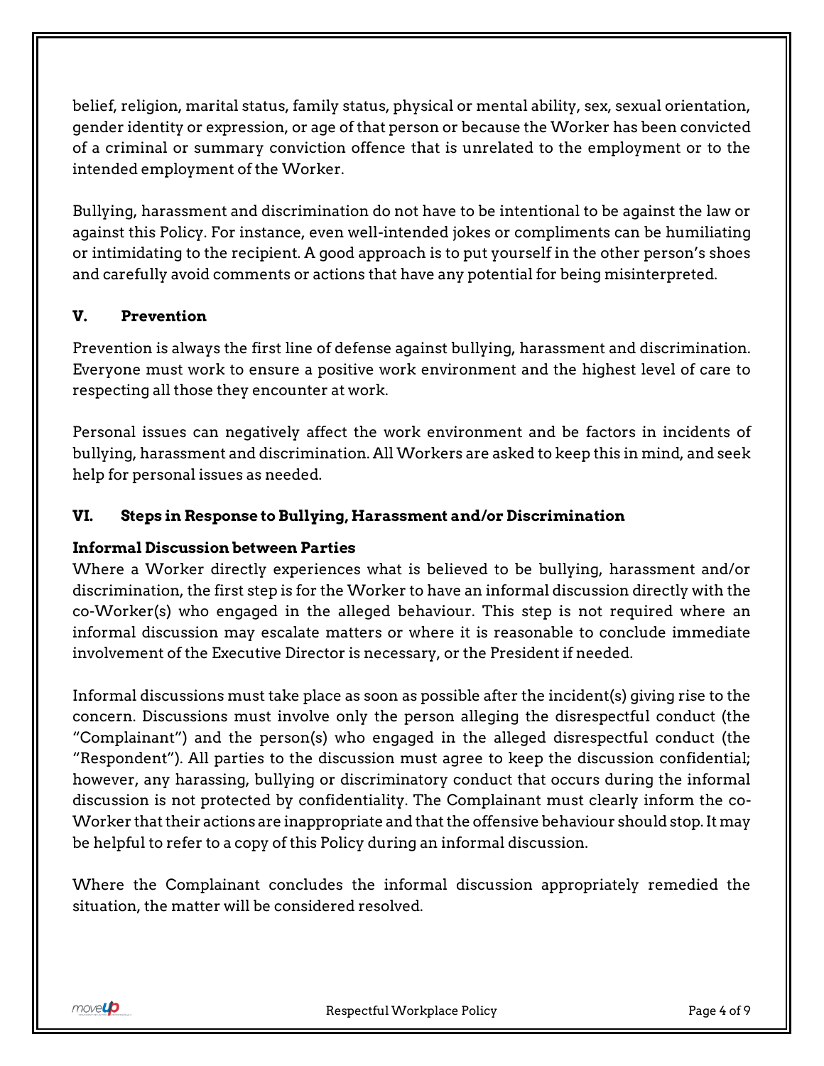belief, religion, marital status, family status, physical or mental ability, sex, sexual orientation, gender identity or expression, or age of that person or because the Worker has been convicted of a criminal or summary conviction offence that is unrelated to the employment or to the intended employment of the Worker.

Bullying, harassment and discrimination do not have to be intentional to be against the law or against this Policy. For instance, even well-intended jokes or compliments can be humiliating or intimidating to the recipient. A good approach is to put yourself in the other person's shoes and carefully avoid comments or actions that have any potential for being misinterpreted.

## V. Prevention

Prevention is always the first line of defense against bullying, harassment and discrimination. Everyone must work to ensure a positive work environment and the highest level of care to respecting all those they encounter at work.

Personal issues can negatively affect the work environment and be factors in incidents of bullying, harassment and discrimination. All Workers are asked to keep this in mind, and seek help for personal issues as needed.

## VI. Steps in Response to Bullying, Harassment and/or Discrimination

### Informal Discussion between Parties

Where a Worker directly experiences what is believed to be bullying, harassment and/or discrimination, the first step is for the Worker to have an informal discussion directly with the co-Worker(s) who engaged in the alleged behaviour. This step is not required where an informal discussion may escalate matters or where it is reasonable to conclude immediate involvement of the Executive Director is necessary, or the President if needed.

Informal discussions must take place as soon as possible after the incident(s) giving rise to the concern. Discussions must involve only the person alleging the disrespectful conduct (the "Complainant") and the person(s) who engaged in the alleged disrespectful conduct (the "Respondent"). All parties to the discussion must agree to keep the discussion confidential; however, any harassing, bullying or discriminatory conduct that occurs during the informal discussion is not protected by confidentiality. The Complainant must clearly inform the co-Worker that their actions are inappropriate and that the offensive behaviour should stop. It may be helpful to refer to a copy of this Policy during an informal discussion.

Where the Complainant concludes the informal discussion appropriately remedied the situation, the matter will be considered resolved.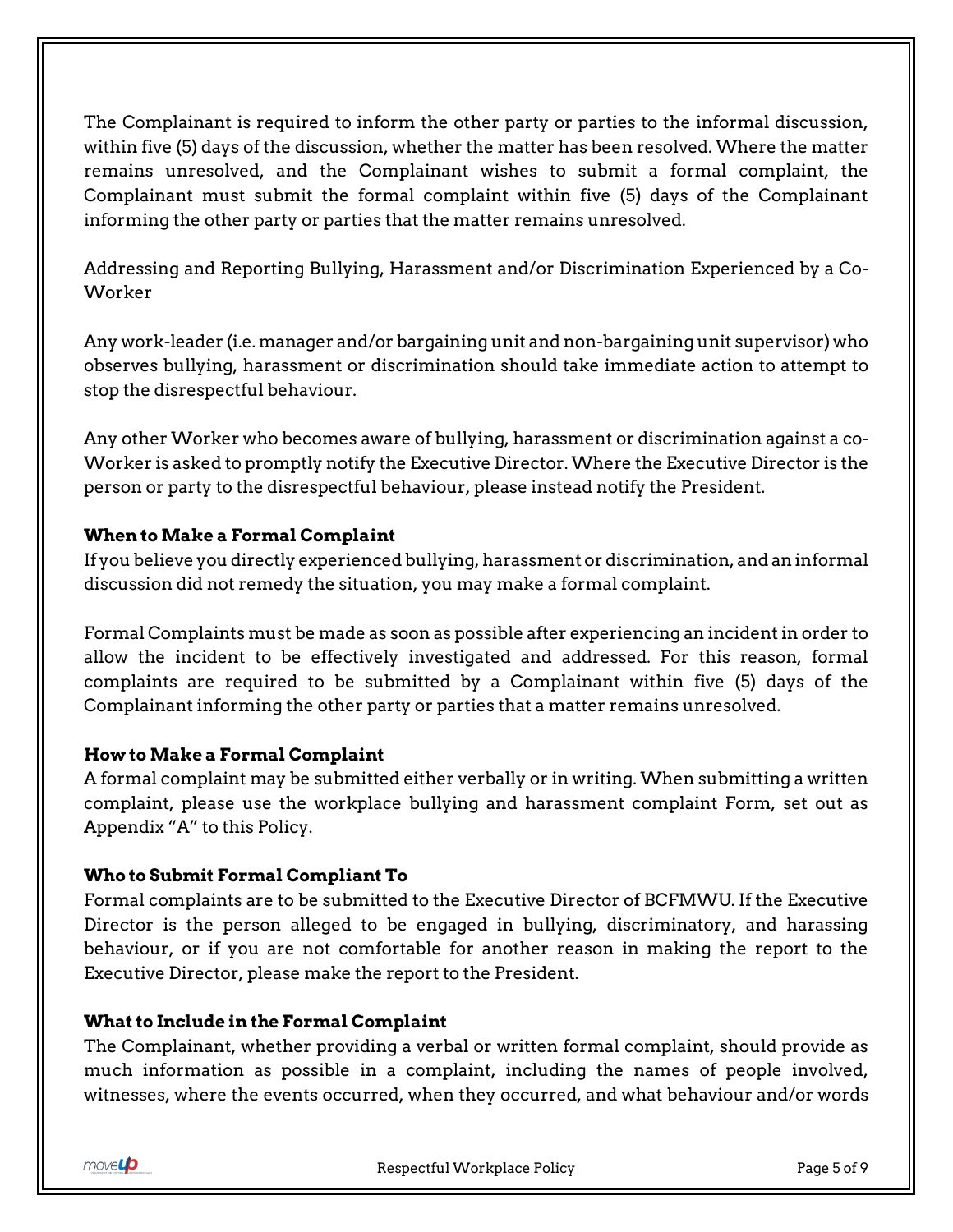The Complainant is required to inform the other party or parties to the informal discussion, within five (5) days of the discussion, whether the matter has been resolved. Where the matter remains unresolved, and the Complainant wishes to submit a formal complaint, the Complainant must submit the formal complaint within five (5) days of the Complainant informing the other party or parties that the matter remains unresolved.

Addressing and Reporting Bullying, Harassment and/or Discrimination Experienced by a Co-Worker

Any work-leader (i.e. manager and/or bargaining unit and non-bargaining unit supervisor) who observes bullying, harassment or discrimination should take immediate action to attempt to stop the disrespectful behaviour.

Any other Worker who becomes aware of bullying, harassment or discrimination against a co-Worker is asked to promptly notify the Executive Director. Where the Executive Director is the person or party to the disrespectful behaviour, please instead notify the President.

**When to Make a Formal Complaint**

If you believe you directly experienced bullying, harassment or discrimination, and an informal discussion did not remedy the situation, you may make a formal complaint.

Formal Complaints must be made as soon as possible after experiencing an incident in order to allow the incident to be effectively investigated and addressed. For this reason, formal complaints are required to be submitted by a Complainant within five (5) days of the Complainant informing the other party or parties that a matter remains unresolved.

**How to Make a Formal Complaint**

A formal complaint may be submitted either verbally or in writing. When submitting a written complaint, please use the workplace bullying and harassment complaint Form, set out as Appendix "A" to this Policy.

**Who to Submit Formal Compliant To**

Formal complaints are to be submitted to the Executive Director of BCFMWU. If the Executive Director is the person alleged to be engaged in bullying, discriminatory, and harassing behaviour, or if you are not comfortable for another reason in making the report to the Executive Director, please make the report to the President.

**What to Include in the Formal Complaint**

The Complainant, whether providing a verbal or written formal complaint, should provide as much information as possible in a complaint, including the names of people involved, witnesses, where the events occurred, when they occurred, and what behaviour and/or words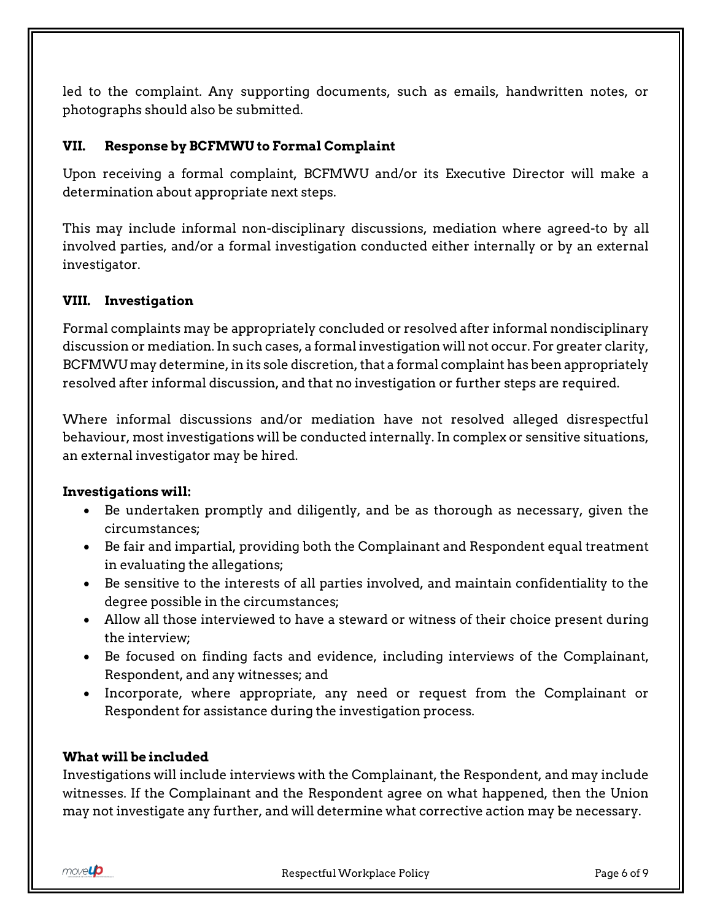led to the complaint. Any supporting documents, such as emails, handwritten notes, or photographs should also be submitted.

## VII. Response by BCFMWU to Formal Complaint

Upon receiving a formal complaint, BCFMWU and/or its Executive Director will make a determination about appropriate next steps.

This may include informal non-disciplinary discussions, mediation where agreed-to by all involved parties, and/or a formal investigation conducted either internally or by an external investigator.

## VIII. Investigation

Formal complaints may be appropriately concluded or resolved after informal nondisciplinary discussion or mediation. In such cases, a formal investigation will not occur. For greater clarity, BCFMWU may determine, in its sole discretion, that a formal complaint has been appropriately resolved after informal discussion, and that no investigation or further steps are required.

Where informal discussions and/or mediation have not resolved alleged disrespectful behaviour, most investigations will be conducted internally. In complex or sensitive situations, an external investigator may be hired.

**Investigations will:**

- Be undertaken promptly and diligently, and be as thorough as necessary, given the circumstances;
- Be fair and impartial, providing both the Complainant and Respondent equal treatment in evaluating the allegations;
- Be sensitive to the interests of all parties involved, and maintain confidentiality to the degree possible in the circumstances;
- Allow all those interviewed to have a steward or witness of their choice present during the interview;
- Be focused on finding facts and evidence, including interviews of the Complainant, Respondent, and any witnesses; and
- Incorporate, where appropriate, any need or request from the Complainant or Respondent for assistance during the investigation process.

**What will be included**

Investigations will include interviews with the Complainant, the Respondent, and may include witnesses. If the Complainant and the Respondent agree on what happened, then the Union may not investigate any further, and will determine what corrective action may be necessary.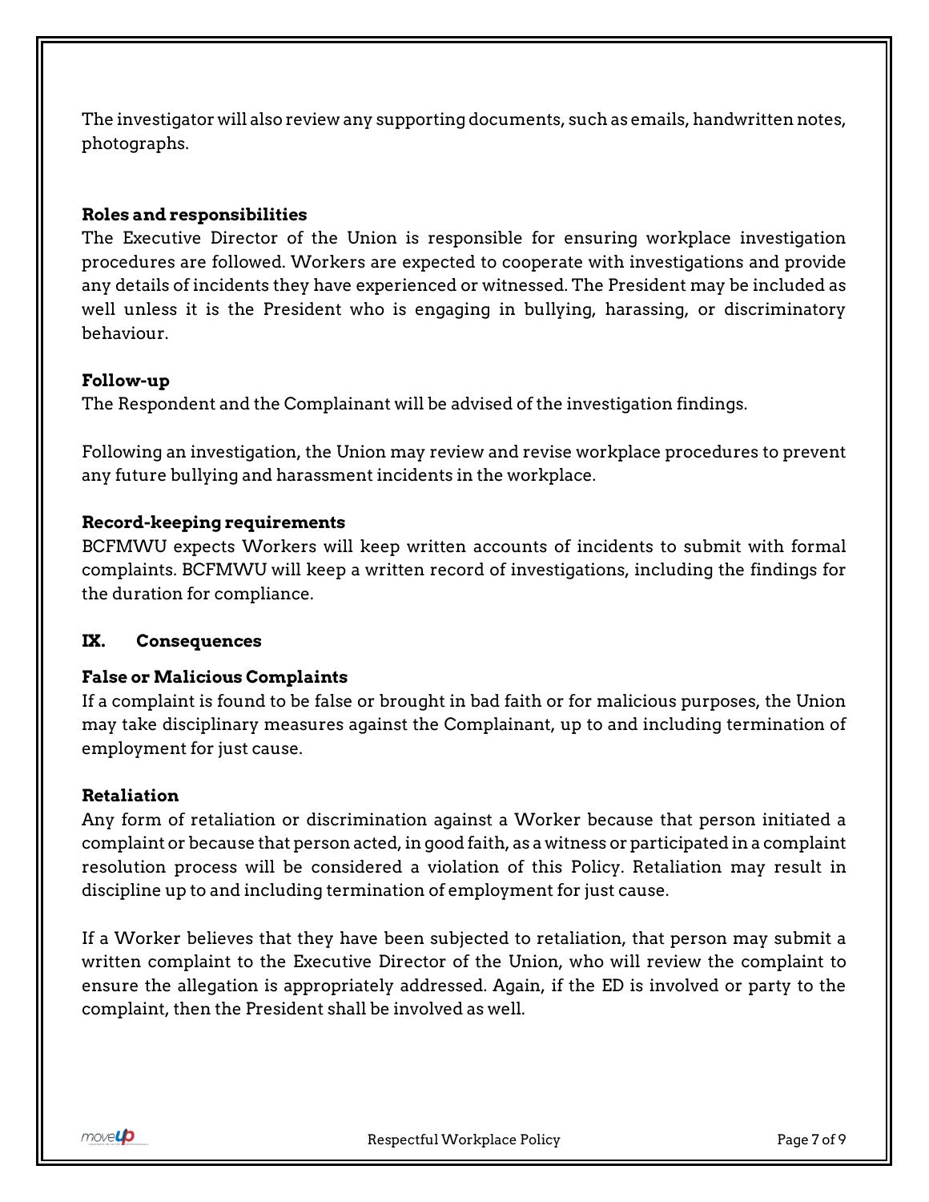The investigator will also review any supporting documents, such as emails, handwritten notes, photographs.

**Roles and responsibilities**
The Executive Director of the Union is responsible for ensuring workplace investigation procedures are followed. Workers are expected to cooperate with investigations and provide any details of incidents they have experienced or witnessed. The President may be included as well unless it is the President who is engaging in bullying, harassing, or discriminatory behaviour.

**Follow-up**
The Respondent and the Complainant will be advised of the investigation findings.

Following an investigation, the Union may review and revise workplace procedures to prevent any future bullying and harassment incidents in the workplace.

**Record-keeping requirements**
BCFMWU expects Workers will keep written accounts of incidents to submit with formal complaints. BCFMWU will keep a written record of investigations, including the findings for the duration for compliance.

## IX. Consequences

**False or Malicious Complaints**
If a complaint is found to be false or brought in bad faith or for malicious purposes, the Union may take disciplinary measures against the Complainant, up to and including termination of employment for just cause.

**Retaliation**
Any form of retaliation or discrimination against a Worker because that person initiated a complaint or because that person acted, in good faith, as a witness or participated in a complaint resolution process will be considered a violation of this Policy. Retaliation may result in discipline up to and including termination of employment for just cause.

If a Worker believes that they have been subjected to retaliation, that person may submit a written complaint to the Executive Director of the Union, who will review the complaint to ensure the allegation is appropriately addressed. Again, if the ED is involved or party to the complaint, then the President shall be involved as well.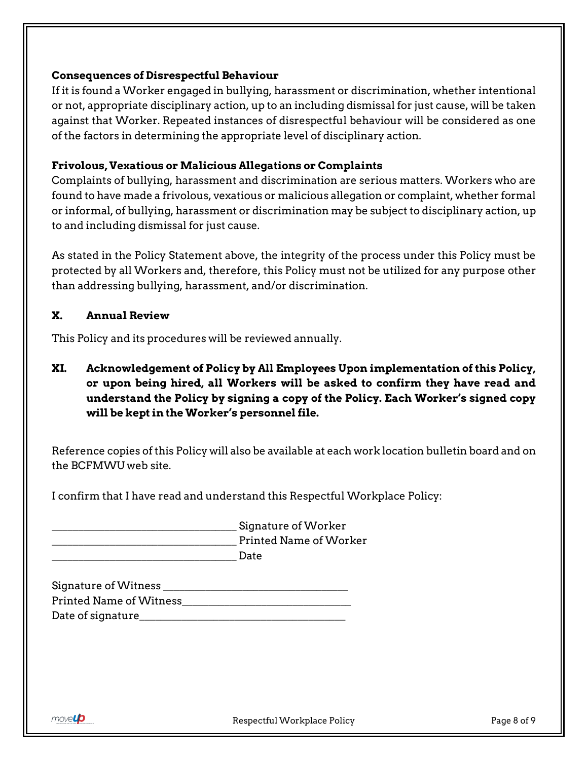**Consequences of Disrespectful Behaviour**

If it is found a Worker engaged in bullying, harassment or discrimination, whether intentional or not, appropriate disciplinary action, up to an including dismissal for just cause, will be taken against that Worker. Repeated instances of disrespectful behaviour will be considered as one of the factors in determining the appropriate level of disciplinary action.

**Frivolous, Vexatious or Malicious Allegations or Complaints**

Complaints of bullying, harassment and discrimination are serious matters. Workers who are found to have made a frivolous, vexatious or malicious allegation or complaint, whether formal or informal, of bullying, harassment or discrimination may be subject to disciplinary action, up to and including dismissal for just cause.

As stated in the Policy Statement above, the integrity of the process under this Policy must be protected by all Workers and, therefore, this Policy must not be utilized for any purpose other than addressing bullying, harassment, and/or discrimination.

## X. Annual Review

This Policy and its procedures will be reviewed annually.

## XI. Acknowledgement of Policy by All Employees Upon implementation of this Policy, or upon being hired, all Workers will be asked to confirm they have read and understand the Policy by signing a copy of the Policy. Each Worker's signed copy will be kept in the Worker's personnel file.

Reference copies of this Policy will also be available at each work location bulletin board and on the BCFMWU web site.

I confirm that I have read and understand this Respectful Workplace Policy:

________________________________ Signature of Worker
________________________________ Printed Name of Worker
________________________________ Date

Signature of Witness ________________________________
Printed Name of Witness______________________________
Date of signature____________________________________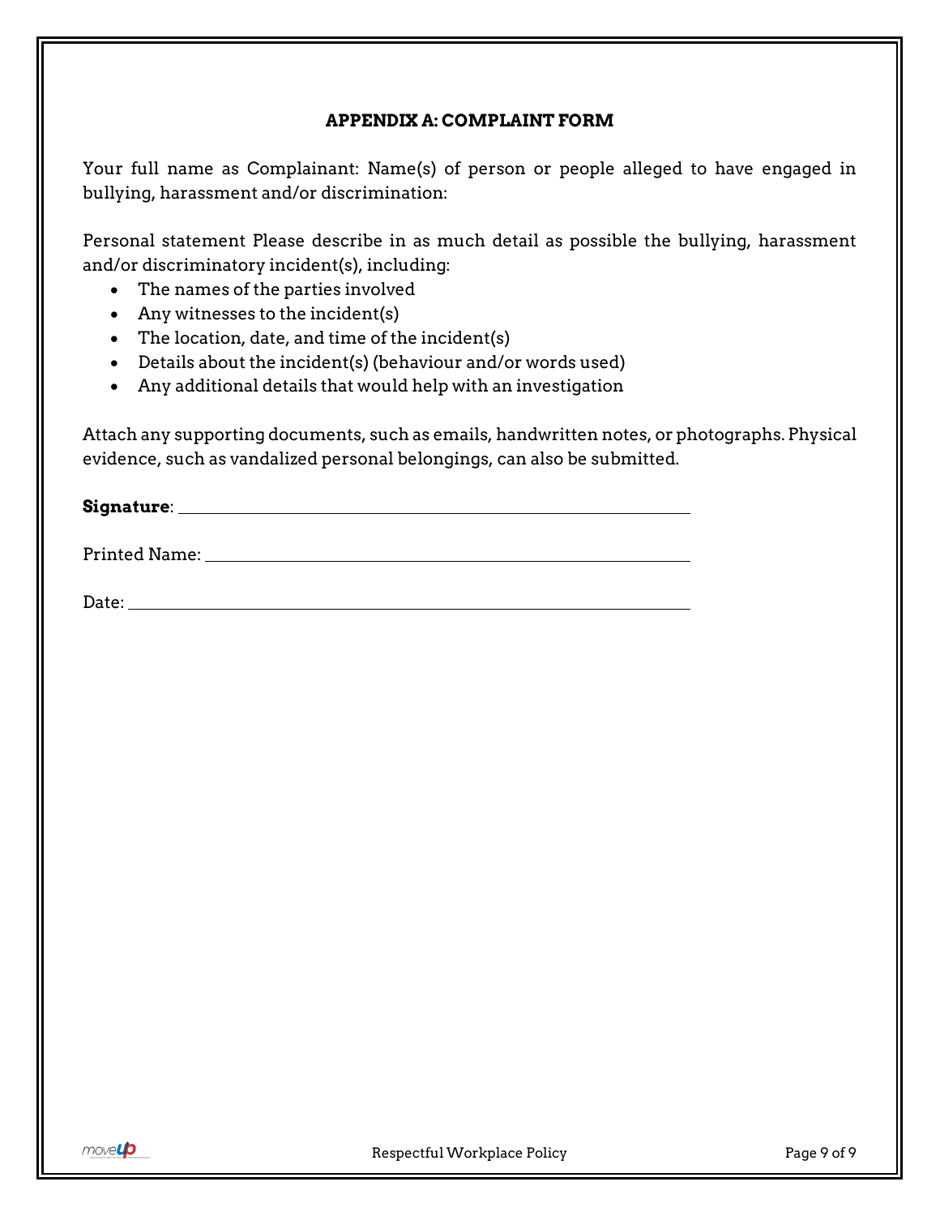## APPENDIX A: COMPLAINT FORM

Your full name as Complainant: Name(s) of person or people alleged to have engaged in bullying, harassment and/or discrimination:

Personal statement Please describe in as much detail as possible the bullying, harassment and/or discriminatory incident(s), including:

- The names of the parties involved
- Any witnesses to the incident(s)
- The location, date, and time of the incident(s)
- Details about the incident(s) (behaviour and/or words used)
- Any additional details that would help with an investigation

Attach any supporting documents, such as emails, handwritten notes, or photographs. Physical evidence, such as vandalized personal belongings, can also be submitted.

**Signature**: ______________________________________________

Printed Name: ___________________________________________

Date: _________________________________________________